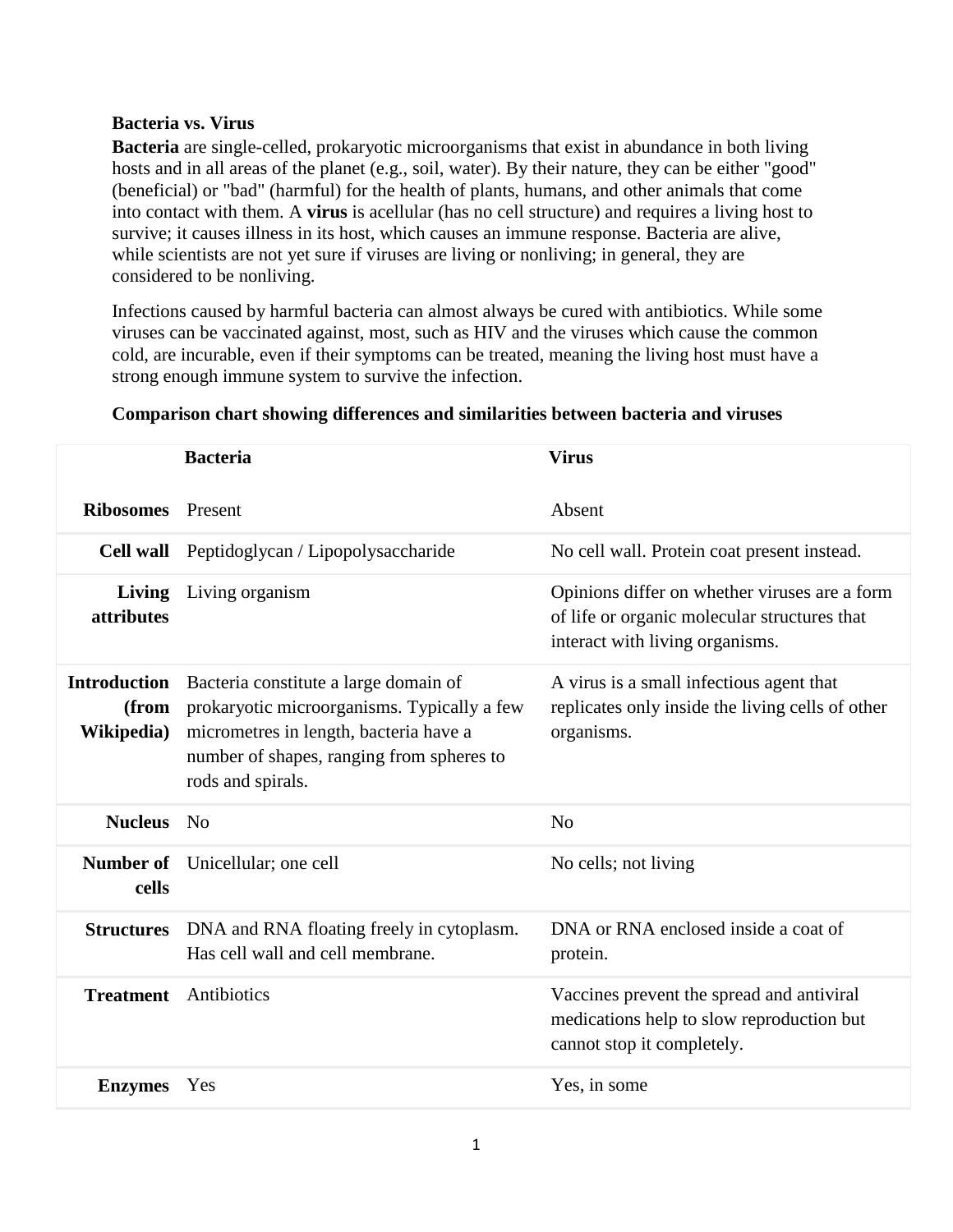**Bacteria vs. Virus**

**Bacteria** are single-celled, prokaryotic microorganisms that exist in abundance in both living hosts and in all areas of the planet (e.g., soil, water). By their nature, they can be either "good" (beneficial) or "bad" (harmful) for the health of plants, humans, and other animals that come into contact with them. A **virus** is acellular (has no cell structure) and requires a living host to survive; it causes illness in its host, which causes an immune response. Bacteria are alive, while scientists are not yet sure if viruses are living or nonliving; in general, they are considered to be nonliving.

Infections caused by harmful bacteria can almost always be cured with antibiotics. While some viruses can be vaccinated against, most, such as HIV and the viruses which cause the common cold, are incurable, even if their symptoms can be treated, meaning the living host must have a strong enough immune system to survive the infection.

**Comparison chart showing differences and similarities between bacteria and viruses**

| | **Bacteria** | **Virus** |
|---|---|---|
| **Ribosomes** | Present | Absent |
| **Cell wall** | Peptidoglycan / Lipopolysaccharide | No cell wall. Protein coat present instead. |
| **Living attributes** | Living organism | Opinions differ on whether viruses are a form of life or organic molecular structures that interact with living organisms. |
| **Introduction (from Wikipedia)** | Bacteria constitute a large domain of prokaryotic microorganisms. Typically a few micrometres in length, bacteria have a number of shapes, ranging from spheres to rods and spirals. | A virus is a small infectious agent that replicates only inside the living cells of other organisms. |
| **Nucleus** | No | No |
| **Number of cells** | Unicellular; one cell | No cells; not living |
| **Structures** | DNA and RNA floating freely in cytoplasm. Has cell wall and cell membrane. | DNA or RNA enclosed inside a coat of protein. |
| **Treatment** | Antibiotics | Vaccines prevent the spread and antiviral medications help to slow reproduction but cannot stop it completely. |
| **Enzymes** | Yes | Yes, in some |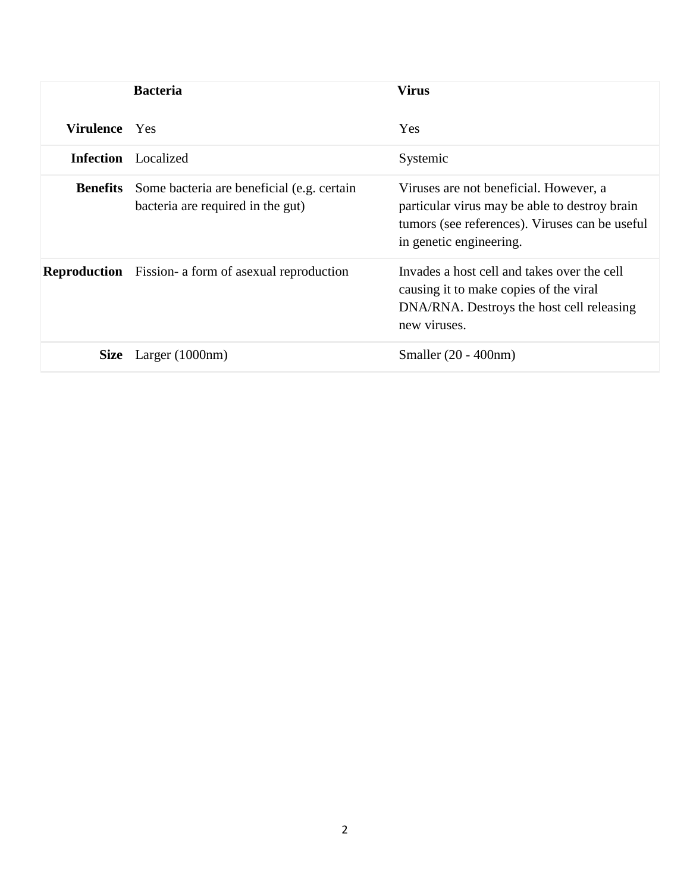| | Bacteria | Virus |
|---|---|---|
| **Virulence** | Yes | Yes |
| **Infection** | Localized | Systemic |
| **Benefits** | Some bacteria are beneficial (e.g. certain bacteria are required in the gut) | Viruses are not beneficial. However, a particular virus may be able to destroy brain tumors (see references). Viruses can be useful in genetic engineering. |
| **Reproduction** | Fission- a form of asexual reproduction | Invades a host cell and takes over the cell causing it to make copies of the viral DNA/RNA. Destroys the host cell releasing new viruses. |
| **Size** | Larger (1000nm) | Smaller (20 - 400nm) |